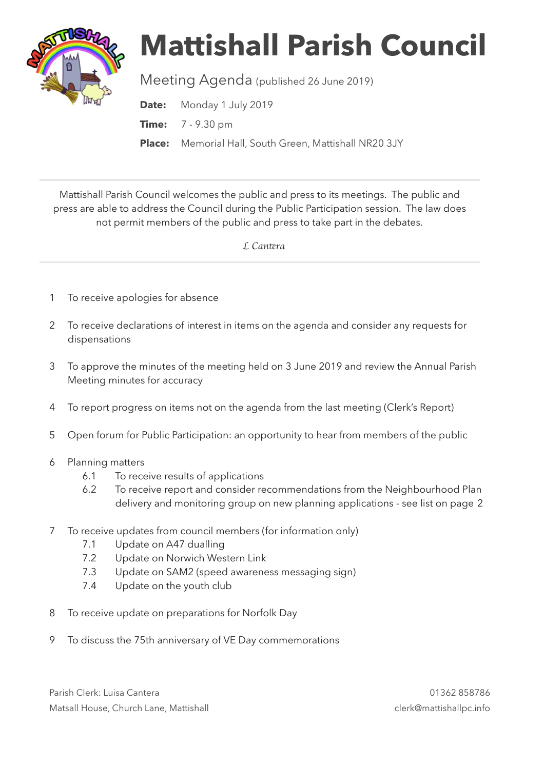# Mattishall Parish Council

Meeting Agenda (published 26 June 2019)

**Date:** Monday 1 July 2019

**Time:** 7 - 9.30 pm

**Place:** Memorial Hall, South Green, Mattishall NR20 3JY

---

Mattishall Parish Council welcomes the public and press to its meetings. The public and press are able to address the Council during the Public Participation session. The law does not permit members of the public and press to take part in the debates.

*L Cantera*

---

1. To receive apologies for absence
2. To receive declarations of interest in items on the agenda and consider any requests for dispensations
3. To approve the minutes of the meeting held on 3 June 2019 and review the Annual Parish Meeting minutes for accuracy
4. To report progress on items not on the agenda from the last meeting (Clerk's Report)
5. Open forum for Public Participation: an opportunity to hear from members of the public
6. Planning matters
   - 6.1 To receive results of applications
   - 6.2 To receive report and consider recommendations from the Neighbourhood Plan delivery and monitoring group on new planning applications - see list on page 2
7. To receive updates from council members (for information only)
   - 7.1 Update on A47 dualling
   - 7.2 Update on Norwich Western Link
   - 7.3 Update on SAM2 (speed awareness messaging sign)
   - 7.4 Update on the youth club
8. To receive update on preparations for Norfolk Day
9. To discuss the 75th anniversary of VE Day commemorations

Parish Clerk: Luisa Cantera
Matsall House, Church Lane, Mattishall

01362 858786
clerk@mattishallpc.info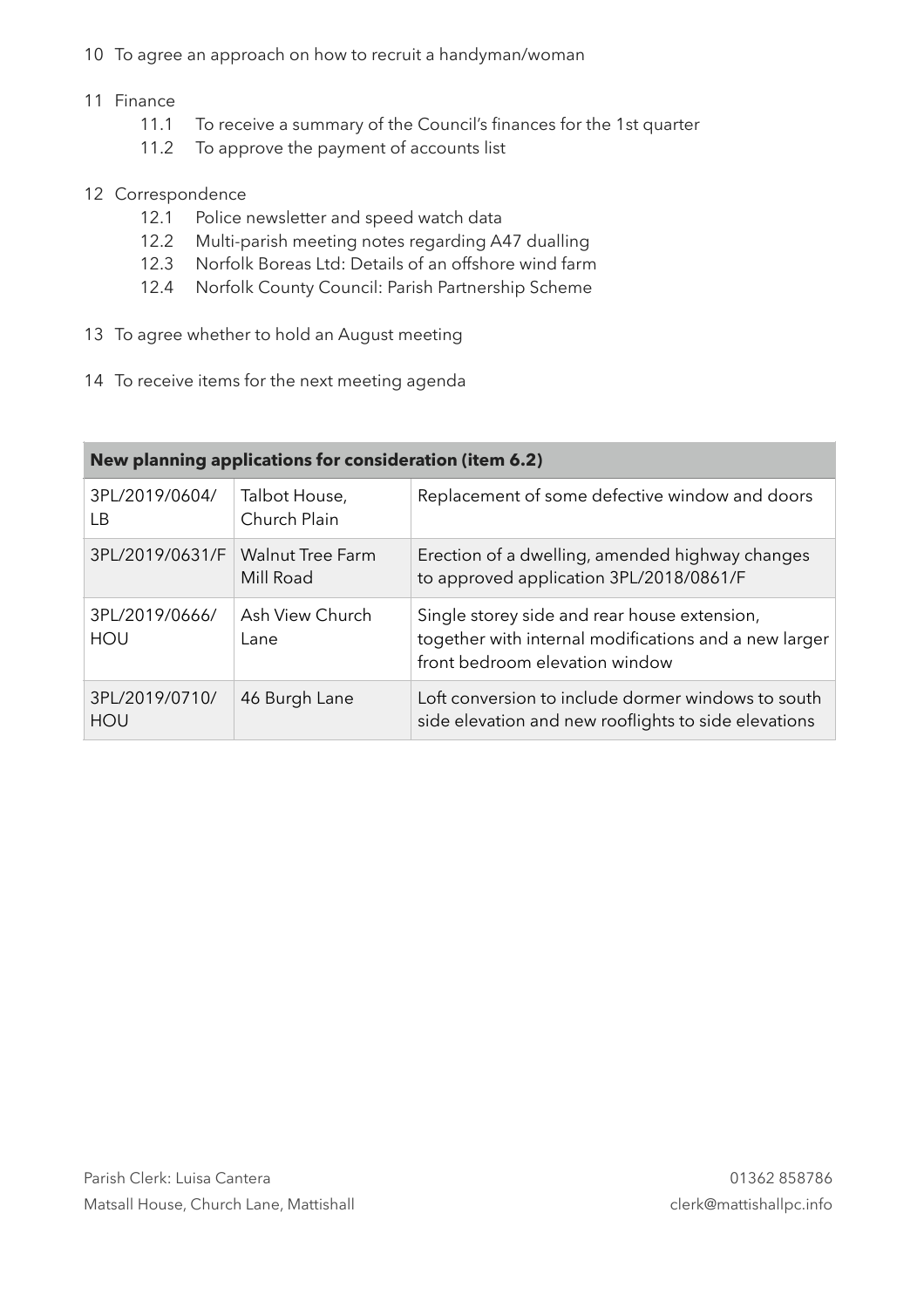10 To agree an approach on how to recruit a handyman/woman

11 Finance
    11.1 To receive a summary of the Council's finances for the 1st quarter
    11.2 To approve the payment of accounts list

12 Correspondence
    12.1 Police newsletter and speed watch data
    12.2 Multi-parish meeting notes regarding A47 dualling
    12.3 Norfolk Boreas Ltd: Details of an offshore wind farm
    12.4 Norfolk County Council: Parish Partnership Scheme

13 To agree whether to hold an August meeting

14 To receive items for the next meeting agenda

| **New planning applications for consideration (item 6.2)** | | |
|---|---|---|
| 3PL/2019/0604/LB | Talbot House, Church Plain | Replacement of some defective window and doors |
| 3PL/2019/0631/F | Walnut Tree Farm Mill Road | Erection of a dwelling, amended highway changes to approved application 3PL/2018/0861/F |
| 3PL/2019/0666/HOU | Ash View Church Lane | Single storey side and rear house extension, together with internal modifications and a new larger front bedroom elevation window |
| 3PL/2019/0710/HOU | 46 Burgh Lane | Loft conversion to include dormer windows to south side elevation and new rooflights to side elevations |

Parish Clerk: Luisa Cantera
Matsall House, Church Lane, Mattishall

01362 858786
clerk@mattishallpc.info